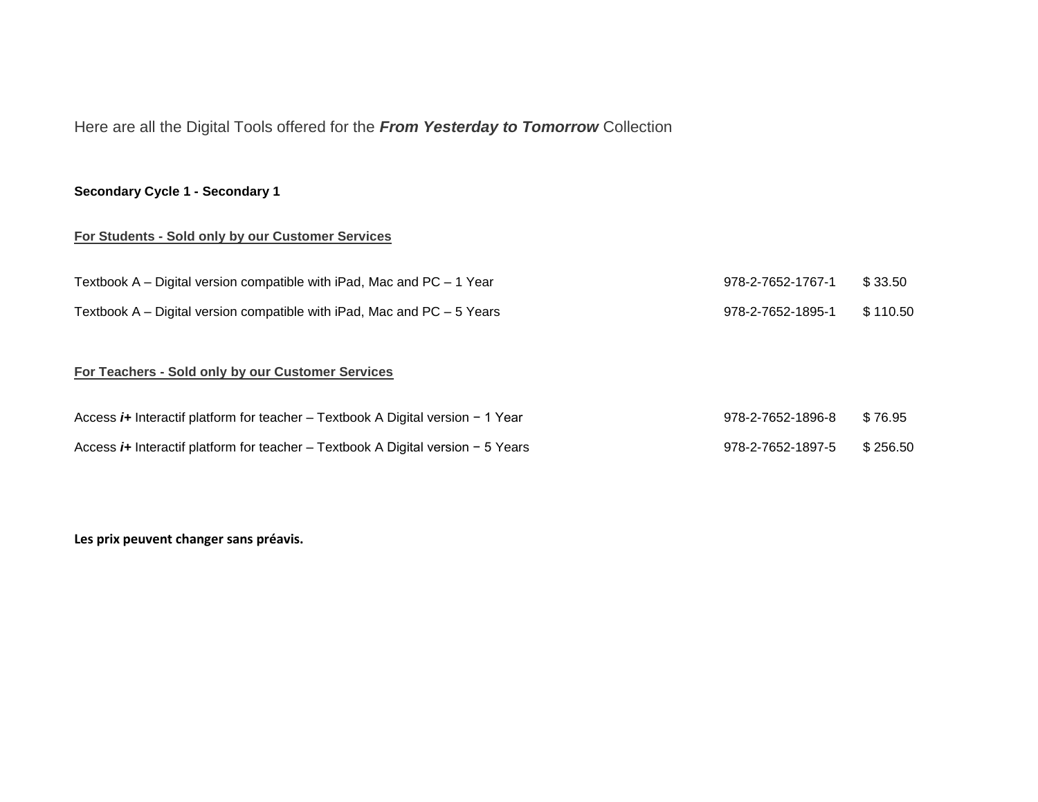Here are all the Digital Tools offered for the ***From Yesterday to Tomorrow*** Collection

**Secondary Cycle 1 - Secondary 1**

**For Students - Sold only by our Customer Services**

| | | |
|---|---|---|
| Textbook A – Digital version compatible with iPad, Mac and PC – 1 Year | 978-2-7652-1767-1 | $ 33.50 |
| Textbook A – Digital version compatible with iPad, Mac and PC – 5 Years | 978-2-7652-1895-1 | $ 110.50 |

**For Teachers - Sold only by our Customer Services**

| | | |
|---|---|---|
| Access ***i+*** Interactif platform for teacher – Textbook A Digital version − 1 Year | 978-2-7652-1896-8 | $ 76.95 |
| Access ***i+*** Interactif platform for teacher – Textbook A Digital version − 5 Years | 978-2-7652-1897-5 | $ 256.50 |

**Les prix peuvent changer sans préavis.**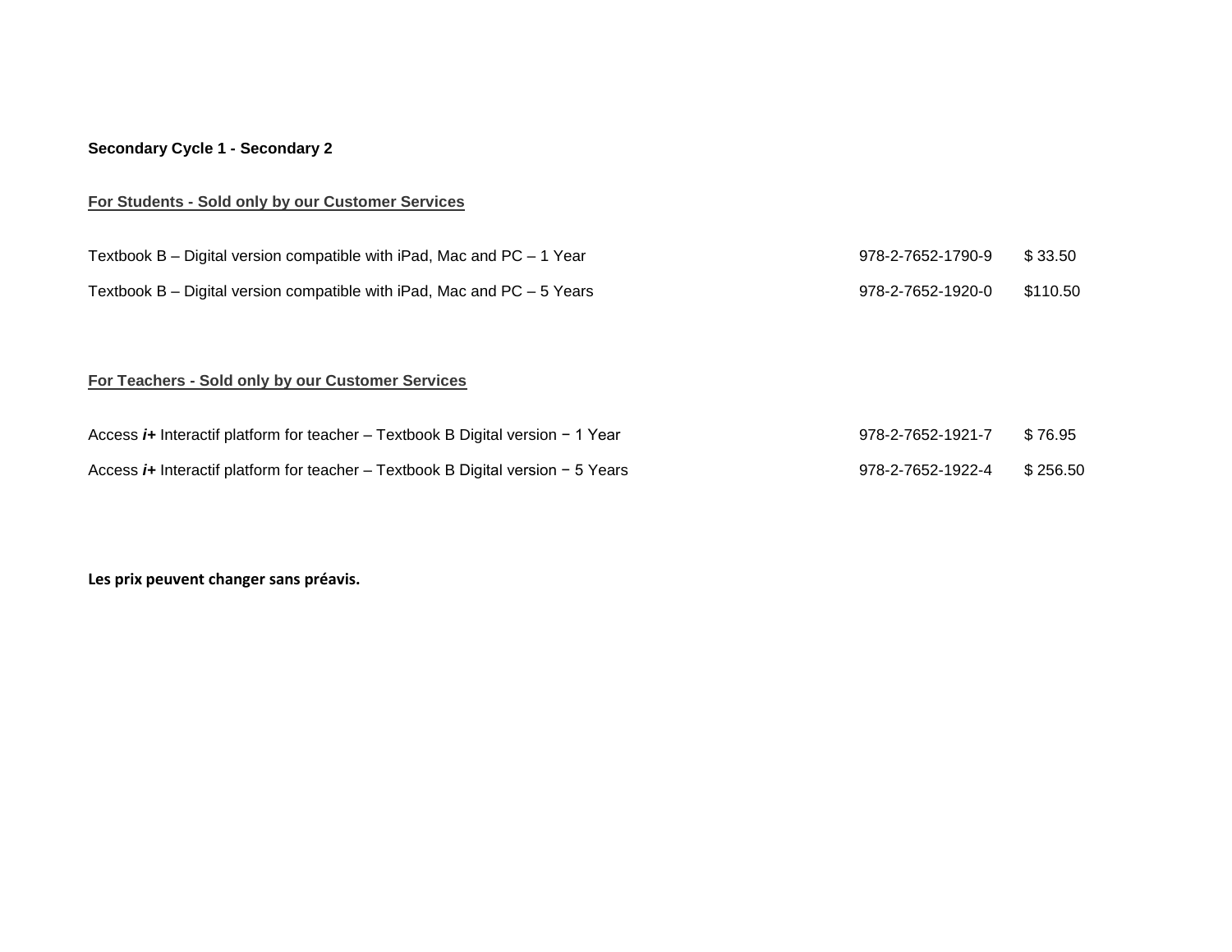**Secondary Cycle 1 - Secondary 2**

**For Students - Sold only by our Customer Services**

| | | |
|---|---|---|
| Textbook B – Digital version compatible with iPad, Mac and PC – 1 Year | 978-2-7652-1790-9 | $ 33.50 |
| Textbook B – Digital version compatible with iPad, Mac and PC – 5 Years | 978-2-7652-1920-0 | $110.50 |

**For Teachers - Sold only by our Customer Services**

| | | |
|---|---|---|
| Access ***i+*** Interactif platform for teacher – Textbook B Digital version − 1 Year | 978-2-7652-1921-7 | $ 76.95 |
| Access ***i+*** Interactif platform for teacher – Textbook B Digital version − 5 Years | 978-2-7652-1922-4 | $ 256.50 |

**Les prix peuvent changer sans préavis.**